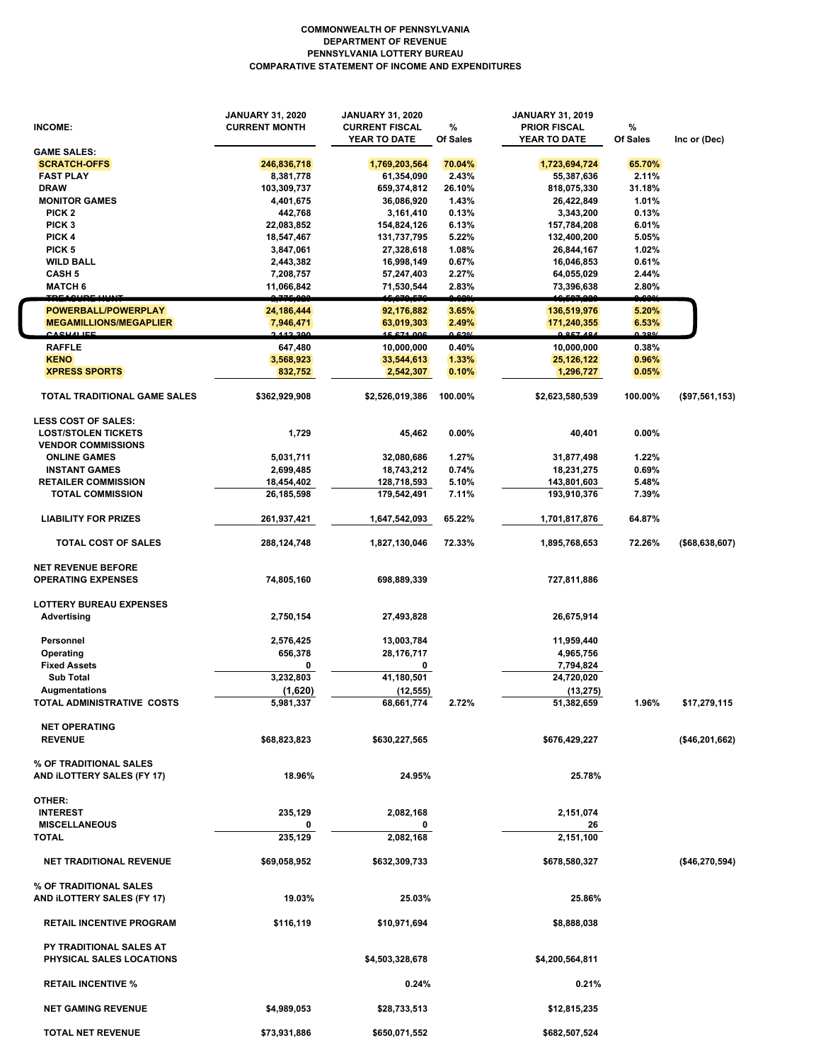**COMMONWEALTH OF PENNSYLVANIA**
**DEPARTMENT OF REVENUE**
**PENNSYLVANIA LOTTERY BUREAU**
**COMPARATIVE STATEMENT OF INCOME AND EXPENDITURES**

| INCOME: | JANUARY 31, 2020 CURRENT MONTH | JANUARY 31, 2020 CURRENT FISCAL YEAR TO DATE | % Of Sales | JANUARY 31, 2019 PRIOR FISCAL YEAR TO DATE | % Of Sales | Inc or (Dec) |
|---|---|---|---|---|---|---|
| **GAME SALES:** | | | | | | |
| SCRATCH-OFFS | 246,836,718 | 1,769,203,564 | 70.04% | 1,723,694,724 | 65.70% | |
| FAST PLAY | 8,381,778 | 61,354,090 | 2.43% | 55,387,636 | 2.11% | |
| DRAW | 103,309,737 | 659,374,812 | 26.10% | 818,075,330 | 31.18% | |
| MONITOR GAMES | 4,401,675 | 36,086,920 | 1.43% | 26,422,849 | 1.01% | |
| PICK 2 | 442,768 | 3,161,410 | 0.13% | 3,343,200 | 0.13% | |
| PICK 3 | 22,083,852 | 154,824,126 | 6.13% | 157,784,208 | 6.01% | |
| PICK 4 | 18,547,467 | 131,737,795 | 5.22% | 132,400,200 | 5.05% | |
| PICK 5 | 3,847,061 | 27,328,618 | 1.08% | 26,844,167 | 1.02% | |
| WILD BALL | 2,443,382 | 16,998,149 | 0.67% | 16,046,853 | 0.61% | |
| CASH 5 | 7,208,757 | 57,247,403 | 2.27% | 64,055,029 | 2.44% | |
| MATCH 6 | 11,066,842 | 71,530,544 | 2.83% | 73,396,638 | 2.80% | |
| TREASURE HUNT | 2,775,820 | 15,670,576 | 0.62% | 16,507,220 | 0.63% | |
| POWERBALL/POWERPLAY | 24,186,444 | 92,176,882 | 3.65% | 136,519,976 | 5.20% | |
| MEGAMILLIONS/MEGAPLIER | 7,946,471 | 63,019,303 | 2.49% | 171,240,355 | 6.53% | |
| CASH4LIFE | 2,113,390 | 15,671,006 | 0.62% | 9,857,484 | 0.38% | |
| RAFFLE | 647,480 | 10,000,000 | 0.40% | 10,000,000 | 0.38% | |
| KENO | 3,568,923 | 33,544,613 | 1.33% | 25,126,122 | 0.96% | |
| XPRESS SPORTS | 832,752 | 2,542,307 | 0.10% | 1,296,727 | 0.05% | |
| **TOTAL TRADITIONAL GAME SALES** | $362,929,908 | $2,526,019,386 | 100.00% | $2,623,580,539 | 100.00% | ($97,561,153) |
| **LESS COST OF SALES:** | | | | | | |
| LOST/STOLEN TICKETS | 1,729 | 45,462 | 0.00% | 40,401 | 0.00% | |
| VENDOR COMMISSIONS | | | | | | |
| ONLINE GAMES | 5,031,711 | 32,080,686 | 1.27% | 31,877,498 | 1.22% | |
| INSTANT GAMES | 2,699,485 | 18,743,212 | 0.74% | 18,231,275 | 0.69% | |
| RETAILER COMMISSION | 18,454,402 | 128,718,593 | 5.10% | 143,801,603 | 5.48% | |
| TOTAL COMMISSION | 26,185,598 | 179,542,491 | 7.11% | 193,910,376 | 7.39% | |
| LIABILITY FOR PRIZES | 261,937,421 | 1,647,542,093 | 65.22% | 1,701,817,876 | 64.87% | |
| **TOTAL COST OF SALES** | 288,124,748 | 1,827,130,046 | 72.33% | 1,895,768,653 | 72.26% | ($68,638,607) |
| **NET REVENUE BEFORE OPERATING EXPENSES** | 74,805,160 | 698,889,339 | | 727,811,886 | | |
| **LOTTERY BUREAU EXPENSES** | | | | | | |
| Advertising | 2,750,154 | 27,493,828 | | 26,675,914 | | |
| Personnel | 2,576,425 | 13,003,784 | | 11,959,440 | | |
| Operating | 656,378 | 28,176,717 | | 4,965,756 | | |
| Fixed Assets | 0 | 0 | | 7,794,824 | | |
| Sub Total | 3,232,803 | 41,180,501 | | 24,720,020 | | |
| Augmentations | (1,620) | (12,555) | | (13,275) | | |
| **TOTAL ADMINISTRATIVE COSTS** | 5,981,337 | 68,661,774 | 2.72% | 51,382,659 | 1.96% | $17,279,115 |
| **NET OPERATING REVENUE** | $68,823,823 | $630,227,565 | | $676,429,227 | | ($46,201,662) |
| **% OF TRADITIONAL SALES AND iLOTTERY SALES (FY 17)** | 18.96% | 24.95% | | 25.78% | | |
| **OTHER:** | | | | | | |
| INTEREST | 235,129 | 2,082,168 | | 2,151,074 | | |
| MISCELLANEOUS | 0 | 0 | | 26 | | |
| **TOTAL** | 235,129 | 2,082,168 | | 2,151,100 | | |
| **NET TRADITIONAL REVENUE** | $69,058,952 | $632,309,733 | | $678,580,327 | | ($46,270,594) |
| **% OF TRADITIONAL SALES AND iLOTTERY SALES (FY 17)** | 19.03% | 25.03% | | 25.86% | | |
| **RETAIL INCENTIVE PROGRAM** | $116,119 | $10,971,694 | | $8,888,038 | | |
| **PY TRADITIONAL SALES AT PHYSICAL SALES LOCATIONS** | | $4,503,328,678 | | $4,200,564,811 | | |
| **RETAIL INCENTIVE %** | | 0.24% | | 0.21% | | |
| **NET GAMING REVENUE** | $4,989,053 | $28,733,513 | | $12,815,235 | | |
| **TOTAL NET REVENUE** | $73,931,886 | $650,071,552 | | $682,507,524 | | |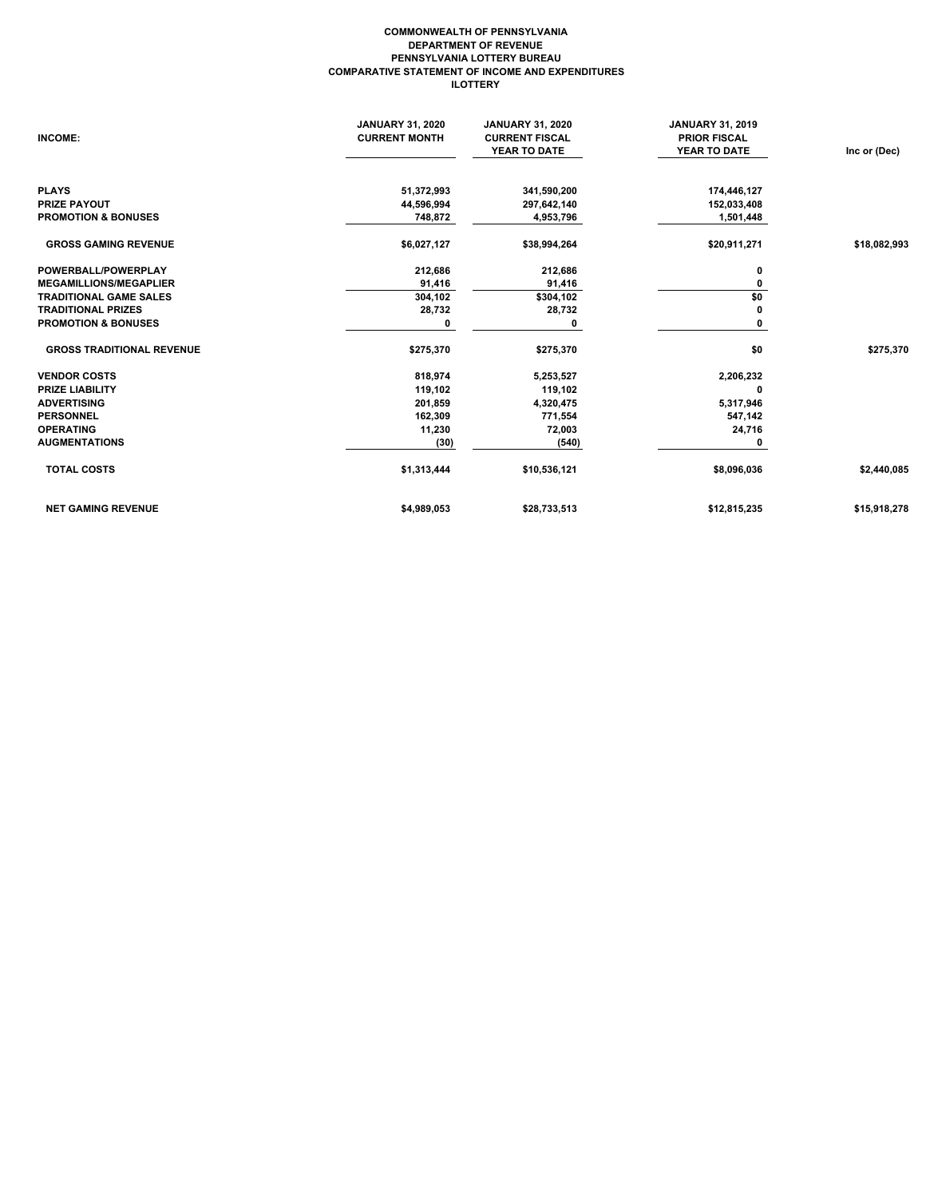**COMMONWEALTH OF PENNSYLVANIA**
**DEPARTMENT OF REVENUE**
**PENNSYLVANIA LOTTERY BUREAU**
**COMPARATIVE STATEMENT OF INCOME AND EXPENDITURES**
**ILOTTERY**

| INCOME: | JANUARY 31, 2020 CURRENT MONTH | JANUARY 31, 2020 CURRENT FISCAL YEAR TO DATE | JANUARY 31, 2019 PRIOR FISCAL YEAR TO DATE | Inc or (Dec) |
|---|---|---|---|---|
| PLAYS | 51,372,993 | 341,590,200 | 174,446,127 | |
| PRIZE PAYOUT | 44,596,994 | 297,642,140 | 152,033,408 | |
| PROMOTION & BONUSES | 748,872 | 4,953,796 | 1,501,448 | |
| GROSS GAMING REVENUE | $6,027,127 | $38,994,264 | $20,911,271 | $18,082,993 |
| POWERBALL/POWERPLAY | 212,686 | 212,686 | 0 | |
| MEGAMILLIONS/MEGAPLIER | 91,416 | 91,416 | 0 | |
| TRADITIONAL GAME SALES | 304,102 | $304,102 | $0 | |
| TRADITIONAL PRIZES | 28,732 | 28,732 | 0 | |
| PROMOTION & BONUSES | 0 | 0 | 0 | |
| GROSS TRADITIONAL REVENUE | $275,370 | $275,370 | $0 | $275,370 |
| VENDOR COSTS | 818,974 | 5,253,527 | 2,206,232 | |
| PRIZE LIABILITY | 119,102 | 119,102 | 0 | |
| ADVERTISING | 201,859 | 4,320,475 | 5,317,946 | |
| PERSONNEL | 162,309 | 771,554 | 547,142 | |
| OPERATING | 11,230 | 72,003 | 24,716 | |
| AUGMENTATIONS | (30) | (540) | 0 | |
| TOTAL COSTS | $1,313,444 | $10,536,121 | $8,096,036 | $2,440,085 |
| NET GAMING REVENUE | $4,989,053 | $28,733,513 | $12,815,235 | $15,918,278 |